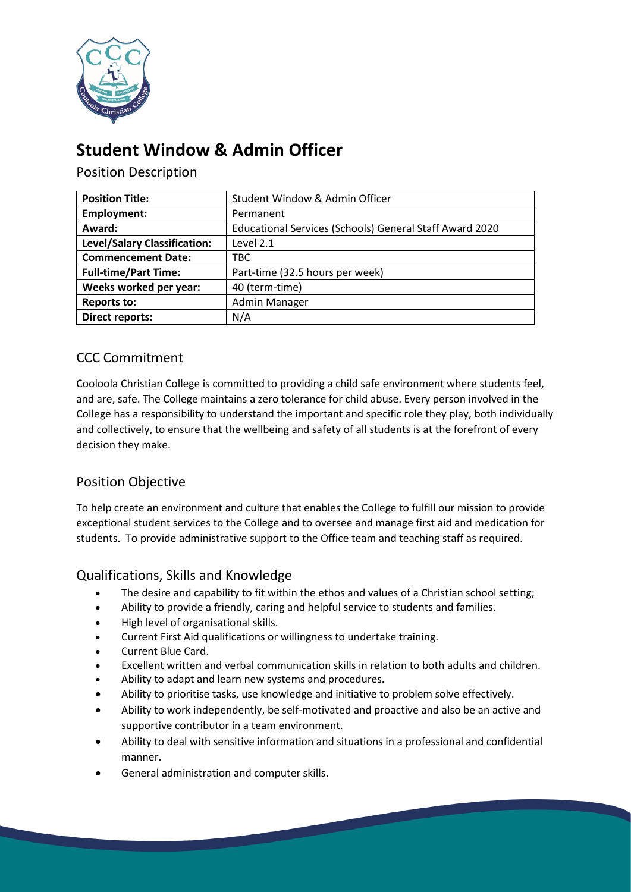# Student Window & Admin Officer

Position Description

| Position Title: | Student Window & Admin Officer |
|---|---|
| Employment: | Permanent |
| Award: | Educational Services (Schools) General Staff Award 2020 |
| Level/Salary Classification: | Level 2.1 |
| Commencement Date: | TBC |
| Full-time/Part Time: | Part-time (32.5 hours per week) |
| Weeks worked per year: | 40 (term-time) |
| Reports to: | Admin Manager |
| Direct reports: | N/A |

## CCC Commitment

Cooloola Christian College is committed to providing a child safe environment where students feel, and are, safe. The College maintains a zero tolerance for child abuse. Every person involved in the College has a responsibility to understand the important and specific role they play, both individually and collectively, to ensure that the wellbeing and safety of all students is at the forefront of every decision they make.

## Position Objective

To help create an environment and culture that enables the College to fulfill our mission to provide exceptional student services to the College and to oversee and manage first aid and medication for students. To provide administrative support to the Office team and teaching staff as required.

## Qualifications, Skills and Knowledge

- The desire and capability to fit within the ethos and values of a Christian school setting;
- Ability to provide a friendly, caring and helpful service to students and families.
- High level of organisational skills.
- Current First Aid qualifications or willingness to undertake training.
- Current Blue Card.
- Excellent written and verbal communication skills in relation to both adults and children.
- Ability to adapt and learn new systems and procedures.
- Ability to prioritise tasks, use knowledge and initiative to problem solve effectively.
- Ability to work independently, be self-motivated and proactive and also be an active and supportive contributor in a team environment.
- Ability to deal with sensitive information and situations in a professional and confidential manner.
- General administration and computer skills.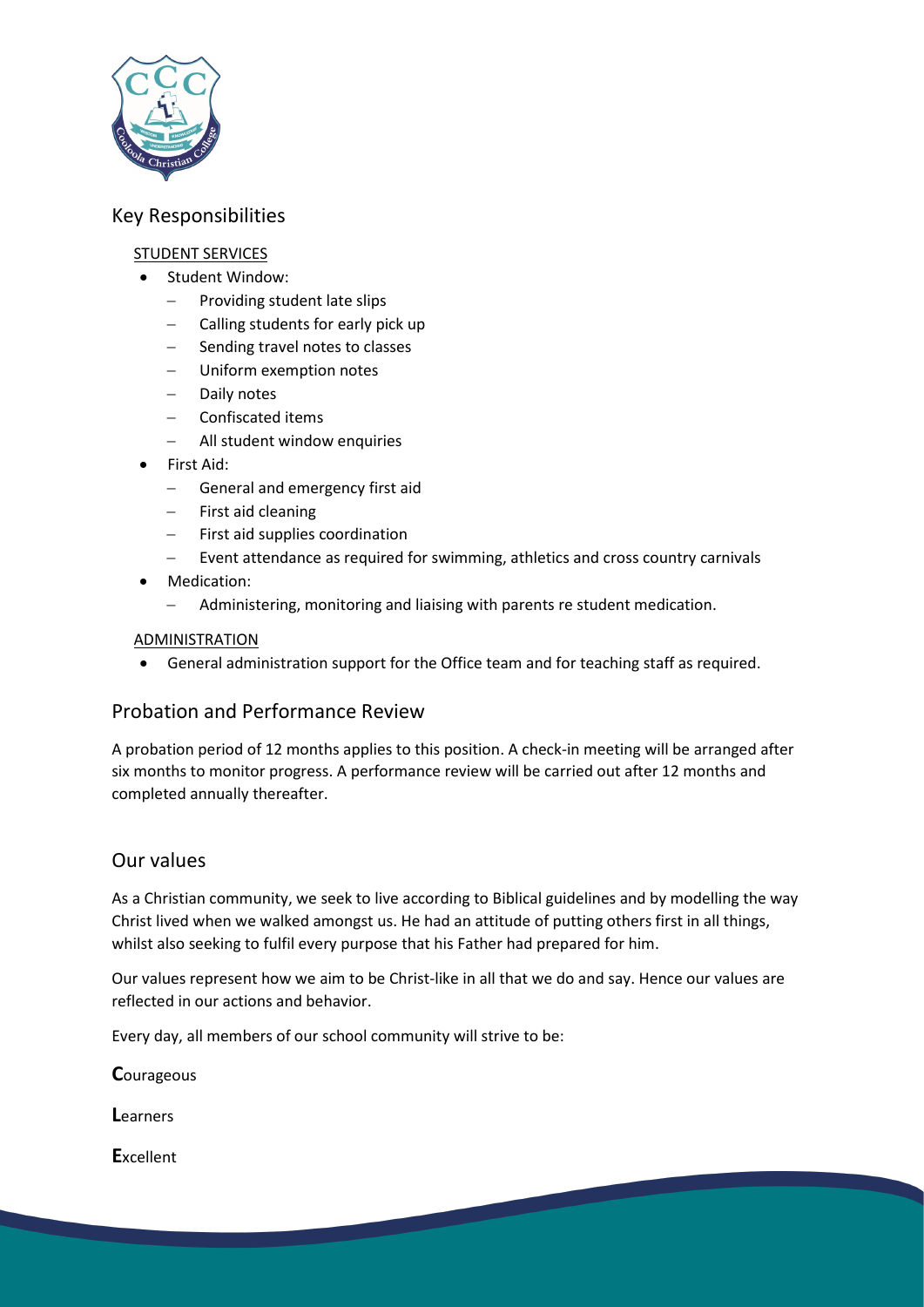## Key Responsibilities

STUDENT SERVICES

- Student Window:
  - Providing student late slips
  - Calling students for early pick up
  - Sending travel notes to classes
  - Uniform exemption notes
  - Daily notes
  - Confiscated items
  - All student window enquiries
- First Aid:
  - General and emergency first aid
  - First aid cleaning
  - First aid supplies coordination
  - Event attendance as required for swimming, athletics and cross country carnivals
- Medication:
  - Administering, monitoring and liaising with parents re student medication.

ADMINISTRATION

- General administration support for the Office team and for teaching staff as required.

## Probation and Performance Review

A probation period of 12 months applies to this position. A check-in meeting will be arranged after six months to monitor progress. A performance review will be carried out after 12 months and completed annually thereafter.

## Our values

As a Christian community, we seek to live according to Biblical guidelines and by modelling the way Christ lived when we walked amongst us. He had an attitude of putting others first in all things, whilst also seeking to fulfil every purpose that his Father had prepared for him.

Our values represent how we aim to be Christ-like in all that we do and say. Hence our values are reflected in our actions and behavior.

Every day, all members of our school community will strive to be:

**C**ourageous

**L**earners

**E**xcellent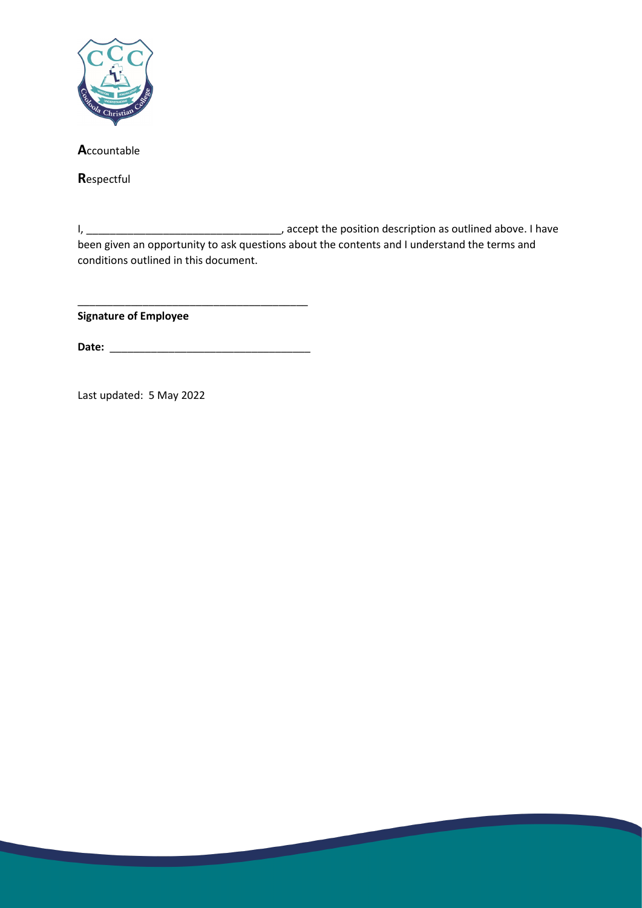**A**ccountable

**R**espectful

I, ________________________________, accept the position description as outlined above. I have been given an opportunity to ask questions about the contents and I understand the terms and conditions outlined in this document.

_______________________________________

**Signature of Employee**

**Date:** _________________________________

Last updated: 5 May 2022